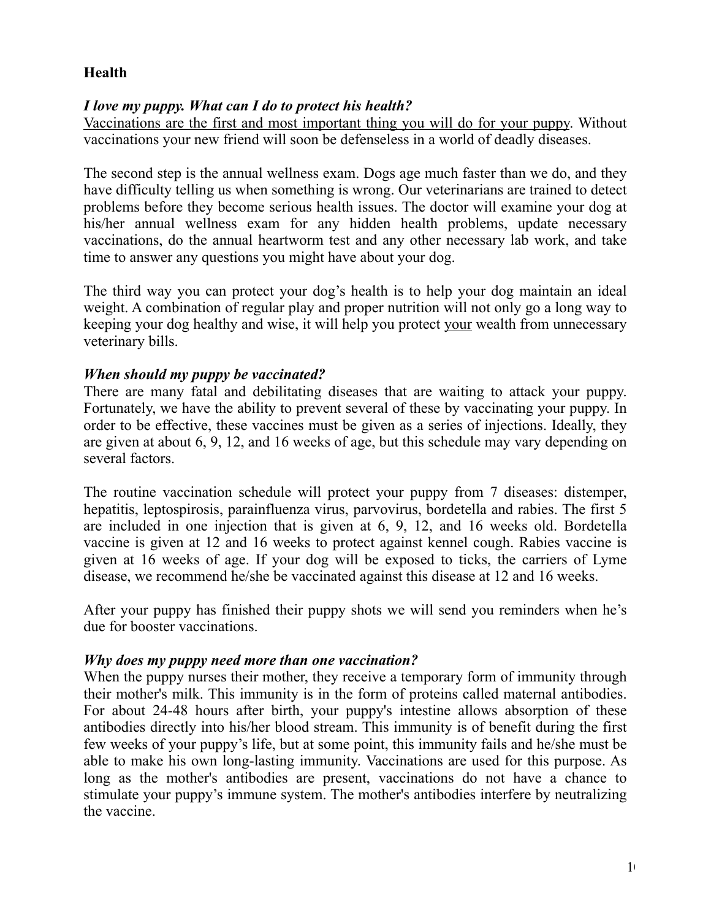## Health

***I love my puppy. What can I do to protect his health?***

<u>Vaccinations are the first and most important thing you will do for your puppy</u>. Without vaccinations your new friend will soon be defenseless in a world of deadly diseases.

The second step is the annual wellness exam. Dogs age much faster than we do, and they have difficulty telling us when something is wrong. Our veterinarians are trained to detect problems before they become serious health issues. The doctor will examine your dog at his/her annual wellness exam for any hidden health problems, update necessary vaccinations, do the annual heartworm test and any other necessary lab work, and take time to answer any questions you might have about your dog.

The third way you can protect your dog's health is to help your dog maintain an ideal weight. A combination of regular play and proper nutrition will not only go a long way to keeping your dog healthy and wise, it will help you protect <u>your</u> wealth from unnecessary veterinary bills.

***When should my puppy be vaccinated?***

There are many fatal and debilitating diseases that are waiting to attack your puppy. Fortunately, we have the ability to prevent several of these by vaccinating your puppy. In order to be effective, these vaccines must be given as a series of injections. Ideally, they are given at about 6, 9, 12, and 16 weeks of age, but this schedule may vary depending on several factors.

The routine vaccination schedule will protect your puppy from 7 diseases: distemper, hepatitis, leptospirosis, parainfluenza virus, parvovirus, bordetella and rabies. The first 5 are included in one injection that is given at 6, 9, 12, and 16 weeks old. Bordetella vaccine is given at 12 and 16 weeks to protect against kennel cough. Rabies vaccine is given at 16 weeks of age. If your dog will be exposed to ticks, the carriers of Lyme disease, we recommend he/she be vaccinated against this disease at 12 and 16 weeks.

After your puppy has finished their puppy shots we will send you reminders when he's due for booster vaccinations.

***Why does my puppy need more than one vaccination?***

When the puppy nurses their mother, they receive a temporary form of immunity through their mother's milk. This immunity is in the form of proteins called maternal antibodies. For about 24-48 hours after birth, your puppy's intestine allows absorption of these antibodies directly into his/her blood stream. This immunity is of benefit during the first few weeks of your puppy's life, but at some point, this immunity fails and he/she must be able to make his own long-lasting immunity. Vaccinations are used for this purpose. As long as the mother's antibodies are present, vaccinations do not have a chance to stimulate your puppy's immune system. The mother's antibodies interfere by neutralizing the vaccine.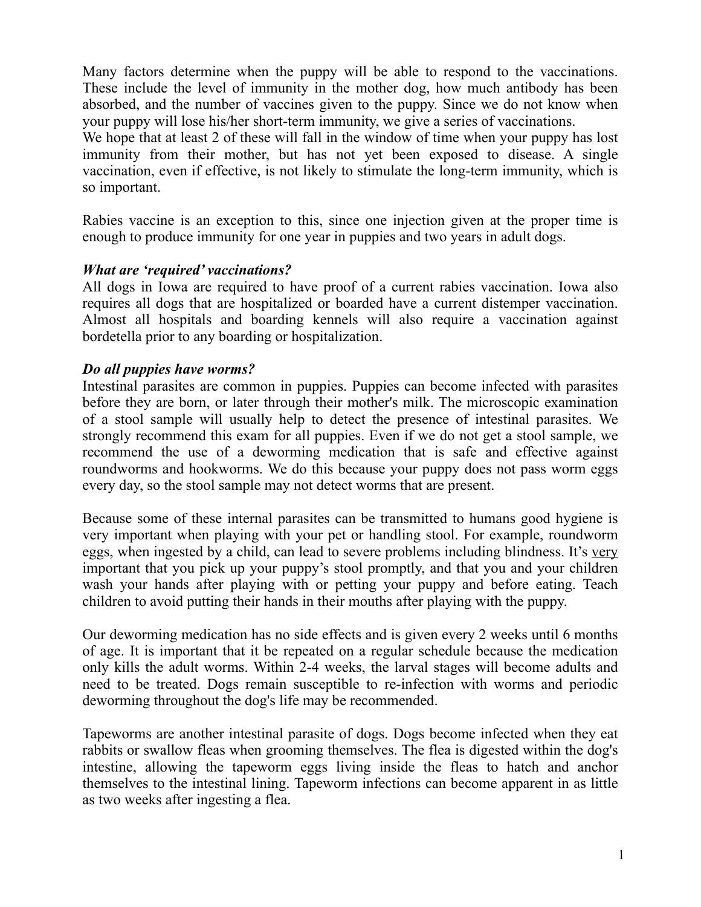Many factors determine when the puppy will be able to respond to the vaccinations. These include the level of immunity in the mother dog, how much antibody has been absorbed, and the number of vaccines given to the puppy. Since we do not know when your puppy will lose his/her short-term immunity, we give a series of vaccinations.
We hope that at least 2 of these will fall in the window of time when your puppy has lost immunity from their mother, but has not yet been exposed to disease. A single vaccination, even if effective, is not likely to stimulate the long-term immunity, which is so important.

Rabies vaccine is an exception to this, since one injection given at the proper time is enough to produce immunity for one year in puppies and two years in adult dogs.

***What are 'required' vaccinations?***

All dogs in Iowa are required to have proof of a current rabies vaccination. Iowa also requires all dogs that are hospitalized or boarded have a current distemper vaccination. Almost all hospitals and boarding kennels will also require a vaccination against bordetella prior to any boarding or hospitalization.

***Do all puppies have worms?***

Intestinal parasites are common in puppies. Puppies can become infected with parasites before they are born, or later through their mother's milk. The microscopic examination of a stool sample will usually help to detect the presence of intestinal parasites. We strongly recommend this exam for all puppies. Even if we do not get a stool sample, we recommend the use of a deworming medication that is safe and effective against roundworms and hookworms. We do this because your puppy does not pass worm eggs every day, so the stool sample may not detect worms that are present.

Because some of these internal parasites can be transmitted to humans good hygiene is very important when playing with your pet or handling stool. For example, roundworm eggs, when ingested by a child, can lead to severe problems including blindness. It's <u>very</u> important that you pick up your puppy's stool promptly, and that you and your children wash your hands after playing with or petting your puppy and before eating. Teach children to avoid putting their hands in their mouths after playing with the puppy.

Our deworming medication has no side effects and is given every 2 weeks until 6 months of age. It is important that it be repeated on a regular schedule because the medication only kills the adult worms. Within 2-4 weeks, the larval stages will become adults and need to be treated. Dogs remain susceptible to re-infection with worms and periodic deworming throughout the dog's life may be recommended.

Tapeworms are another intestinal parasite of dogs. Dogs become infected when they eat rabbits or swallow fleas when grooming themselves. The flea is digested within the dog's intestine, allowing the tapeworm eggs living inside the fleas to hatch and anchor themselves to the intestinal lining. Tapeworm infections can become apparent in as little as two weeks after ingesting a flea.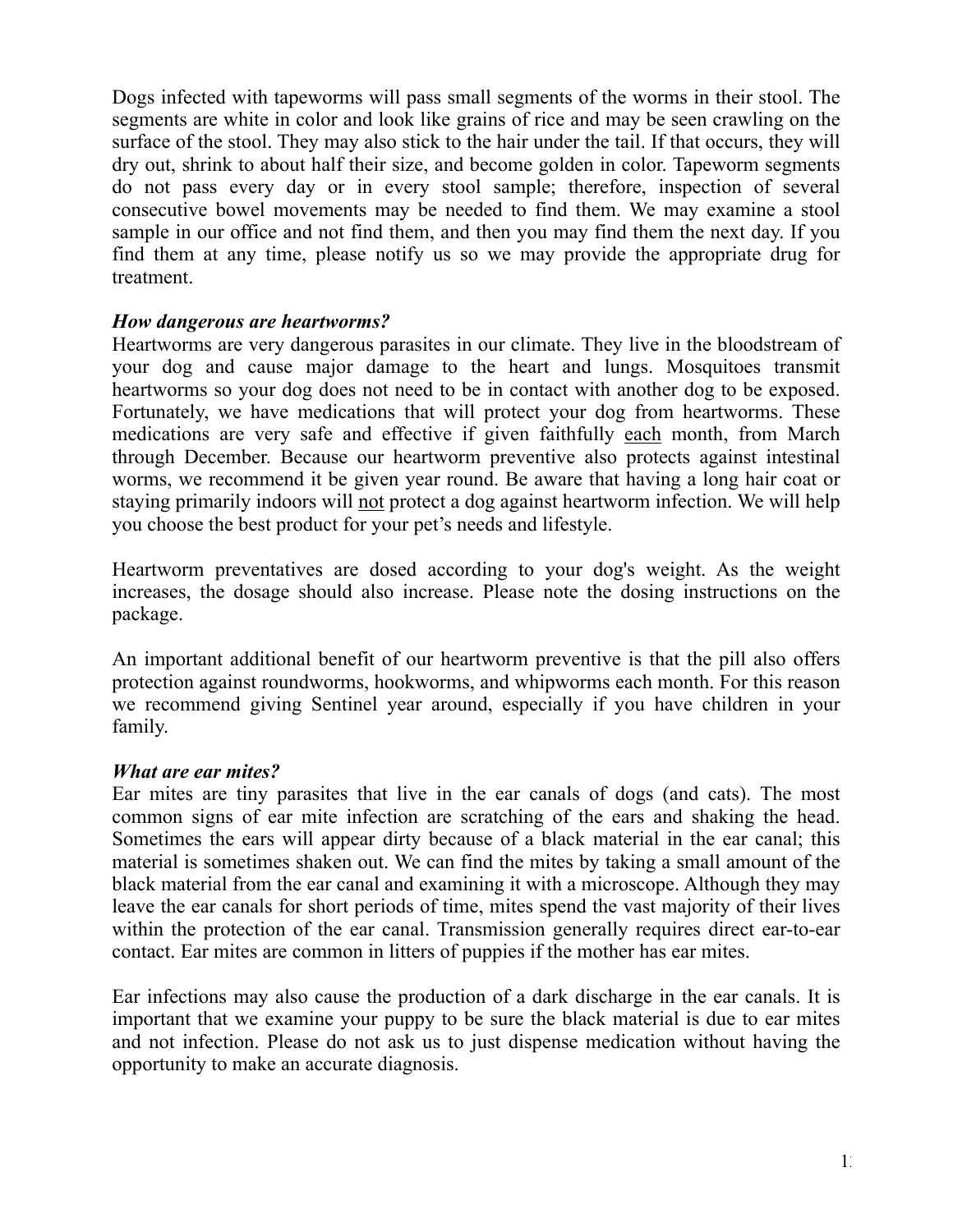Dogs infected with tapeworms will pass small segments of the worms in their stool. The segments are white in color and look like grains of rice and may be seen crawling on the surface of the stool. They may also stick to the hair under the tail. If that occurs, they will dry out, shrink to about half their size, and become golden in color. Tapeworm segments do not pass every day or in every stool sample; therefore, inspection of several consecutive bowel movements may be needed to find them. We may examine a stool sample in our office and not find them, and then you may find them the next day. If you find them at any time, please notify us so we may provide the appropriate drug for treatment.

***How dangerous are heartworms?***

Heartworms are very dangerous parasites in our climate. They live in the bloodstream of your dog and cause major damage to the heart and lungs. Mosquitoes transmit heartworms so your dog does not need to be in contact with another dog to be exposed. Fortunately, we have medications that will protect your dog from heartworms. These medications are very safe and effective if given faithfully <u>each</u> month, from March through December. Because our heartworm preventive also protects against intestinal worms, we recommend it be given year round. Be aware that having a long hair coat or staying primarily indoors will <u>not</u> protect a dog against heartworm infection. We will help you choose the best product for your pet's needs and lifestyle.

Heartworm preventatives are dosed according to your dog's weight. As the weight increases, the dosage should also increase. Please note the dosing instructions on the package.

An important additional benefit of our heartworm preventive is that the pill also offers protection against roundworms, hookworms, and whipworms each month. For this reason we recommend giving Sentinel year around, especially if you have children in your family.

***What are ear mites?***

Ear mites are tiny parasites that live in the ear canals of dogs (and cats). The most common signs of ear mite infection are scratching of the ears and shaking the head. Sometimes the ears will appear dirty because of a black material in the ear canal; this material is sometimes shaken out. We can find the mites by taking a small amount of the black material from the ear canal and examining it with a microscope. Although they may leave the ear canals for short periods of time, mites spend the vast majority of their lives within the protection of the ear canal. Transmission generally requires direct ear-to-ear contact. Ear mites are common in litters of puppies if the mother has ear mites.

Ear infections may also cause the production of a dark discharge in the ear canals. It is important that we examine your puppy to be sure the black material is due to ear mites and not infection. Please do not ask us to just dispense medication without having the opportunity to make an accurate diagnosis.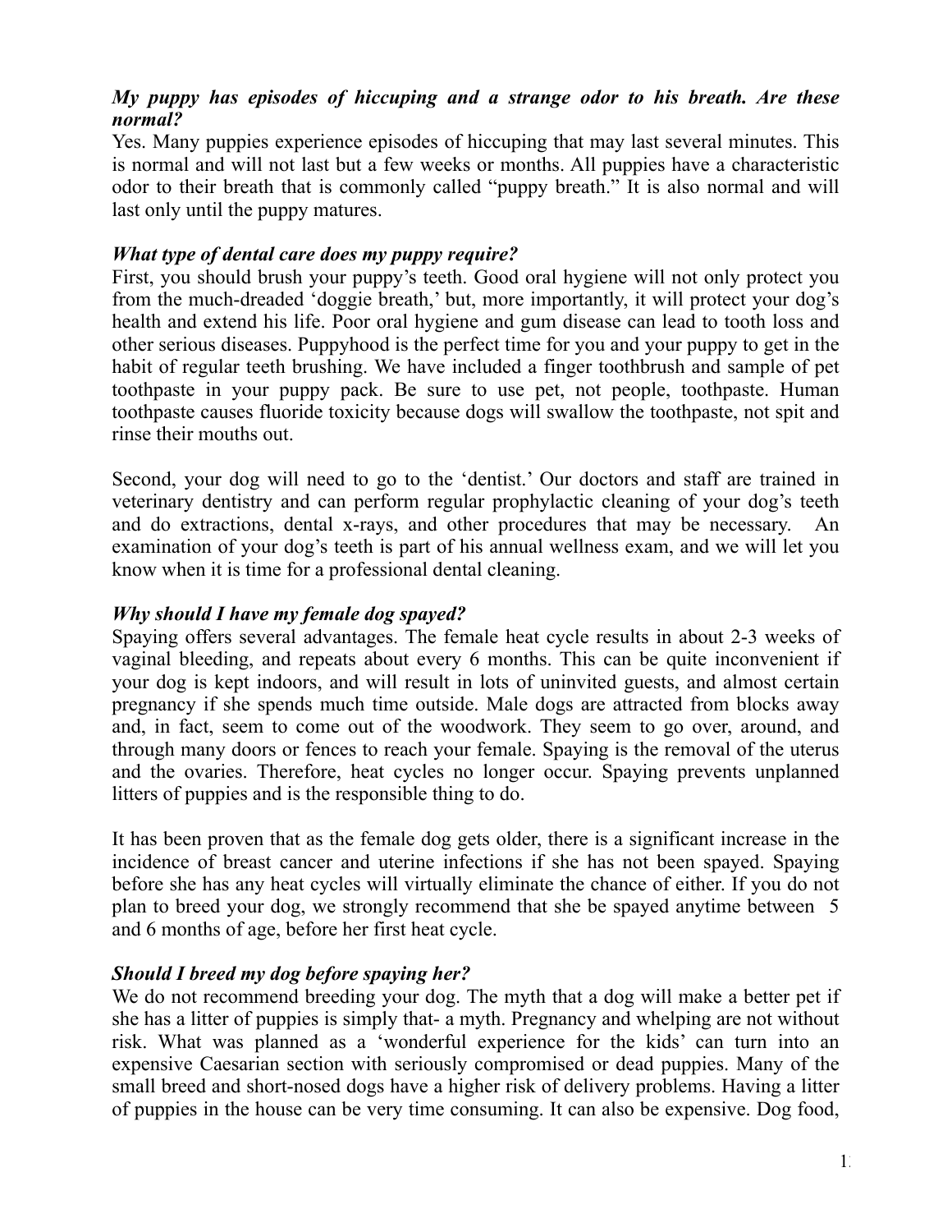***My puppy has episodes of hiccuping and a strange odor to his breath. Are these normal?***

Yes. Many puppies experience episodes of hiccuping that may last several minutes. This is normal and will not last but a few weeks or months. All puppies have a characteristic odor to their breath that is commonly called "puppy breath." It is also normal and will last only until the puppy matures.

***What type of dental care does my puppy require?***

First, you should brush your puppy's teeth. Good oral hygiene will not only protect you from the much-dreaded 'doggie breath,' but, more importantly, it will protect your dog's health and extend his life. Poor oral hygiene and gum disease can lead to tooth loss and other serious diseases. Puppyhood is the perfect time for you and your puppy to get in the habit of regular teeth brushing. We have included a finger toothbrush and sample of pet toothpaste in your puppy pack. Be sure to use pet, not people, toothpaste. Human toothpaste causes fluoride toxicity because dogs will swallow the toothpaste, not spit and rinse their mouths out.

Second, your dog will need to go to the 'dentist.' Our doctors and staff are trained in veterinary dentistry and can perform regular prophylactic cleaning of your dog's teeth and do extractions, dental x-rays, and other procedures that may be necessary. An examination of your dog's teeth is part of his annual wellness exam, and we will let you know when it is time for a professional dental cleaning.

***Why should I have my female dog spayed?***

Spaying offers several advantages. The female heat cycle results in about 2-3 weeks of vaginal bleeding, and repeats about every 6 months. This can be quite inconvenient if your dog is kept indoors, and will result in lots of uninvited guests, and almost certain pregnancy if she spends much time outside. Male dogs are attracted from blocks away and, in fact, seem to come out of the woodwork. They seem to go over, around, and through many doors or fences to reach your female. Spaying is the removal of the uterus and the ovaries. Therefore, heat cycles no longer occur. Spaying prevents unplanned litters of puppies and is the responsible thing to do.

It has been proven that as the female dog gets older, there is a significant increase in the incidence of breast cancer and uterine infections if she has not been spayed. Spaying before she has any heat cycles will virtually eliminate the chance of either. If you do not plan to breed your dog, we strongly recommend that she be spayed anytime between 5 and 6 months of age, before her first heat cycle.

***Should I breed my dog before spaying her?***

We do not recommend breeding your dog. The myth that a dog will make a better pet if she has a litter of puppies is simply that- a myth. Pregnancy and whelping are not without risk. What was planned as a 'wonderful experience for the kids' can turn into an expensive Caesarian section with seriously compromised or dead puppies. Many of the small breed and short-nosed dogs have a higher risk of delivery problems. Having a litter of puppies in the house can be very time consuming. It can also be expensive. Dog food,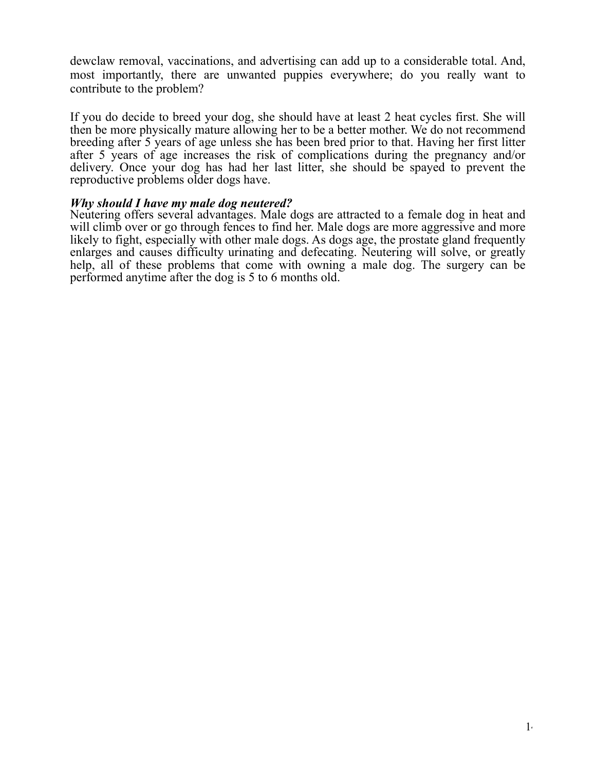dewclaw removal, vaccinations, and advertising can add up to a considerable total. And, most importantly, there are unwanted puppies everywhere; do you really want to contribute to the problem?

If you do decide to breed your dog, she should have at least 2 heat cycles first. She will then be more physically mature allowing her to be a better mother. We do not recommend breeding after 5 years of age unless she has been bred prior to that. Having her first litter after 5 years of age increases the risk of complications during the pregnancy and/or delivery. Once your dog has had her last litter, she should be spayed to prevent the reproductive problems older dogs have.

***Why should I have my male dog neutered?***

Neutering offers several advantages. Male dogs are attracted to a female dog in heat and will climb over or go through fences to find her. Male dogs are more aggressive and more likely to fight, especially with other male dogs. As dogs age, the prostate gland frequently enlarges and causes difficulty urinating and defecating. Neutering will solve, or greatly help, all of these problems that come with owning a male dog. The surgery can be performed anytime after the dog is 5 to 6 months old.